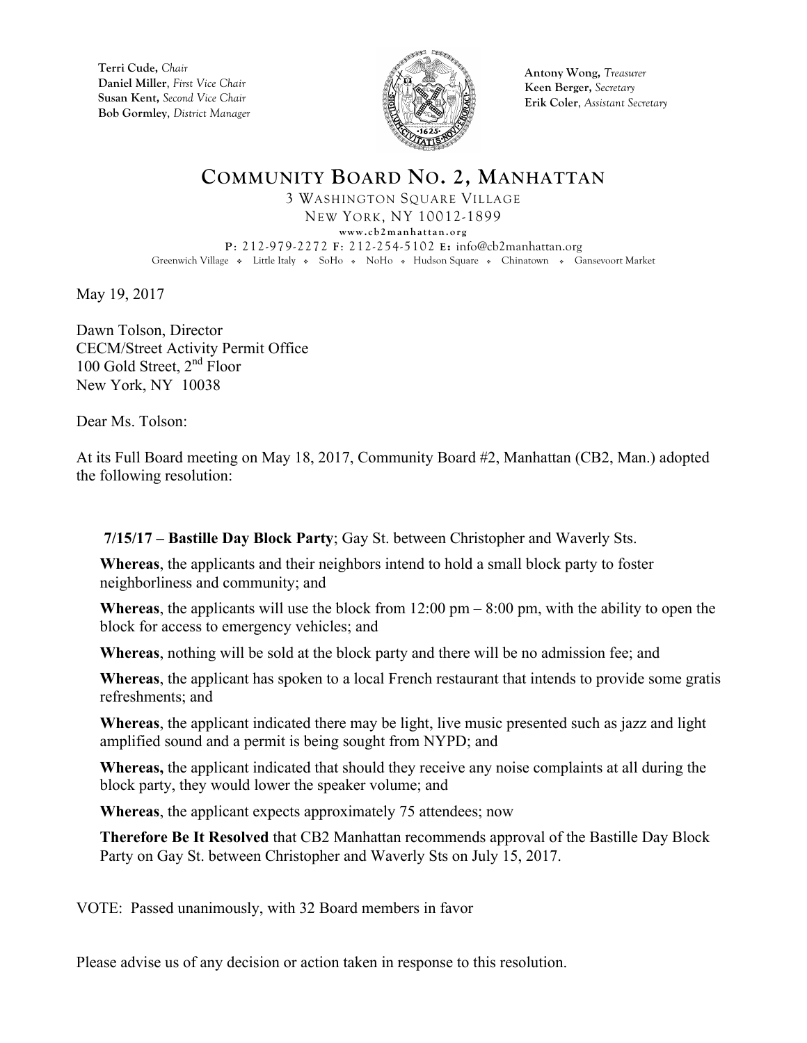**Terri Cude,** *Chair*
**Daniel Miller**, *First Vice Chair*
**Susan Kent,** *Second Vice Chair*
**Bob Gormley**, *District Manager*

**Antony Wong,** *Treasurer*
**Keen Berger,** *Secretary*
**Erik Coler**, *Assistant Secretary*

# COMMUNITY BOARD NO. 2, MANHATTAN

3 WASHINGTON SQUARE VILLAGE
NEW YORK, NY 10012-1899
www.cb2manhattan.org
P: 212-979-2272 F: 212-254-5102 E: info@cb2manhattan.org
Greenwich Village ❖ Little Italy ❖ SoHo ❖ NoHo ❖ Hudson Square ❖ Chinatown ❖ Gansevoort Market

May 19, 2017

Dawn Tolson, Director
CECM/Street Activity Permit Office
100 Gold Street, 2nd Floor
New York, NY 10038

Dear Ms. Tolson:

At its Full Board meeting on May 18, 2017, Community Board #2, Manhattan (CB2, Man.) adopted the following resolution:

**7/15/17 – Bastille Day Block Party**; Gay St. between Christopher and Waverly Sts.

**Whereas**, the applicants and their neighbors intend to hold a small block party to foster neighborliness and community; and

**Whereas**, the applicants will use the block from 12:00 pm – 8:00 pm, with the ability to open the block for access to emergency vehicles; and

**Whereas**, nothing will be sold at the block party and there will be no admission fee; and

**Whereas**, the applicant has spoken to a local French restaurant that intends to provide some gratis refreshments; and

**Whereas**, the applicant indicated there may be light, live music presented such as jazz and light amplified sound and a permit is being sought from NYPD; and

**Whereas,** the applicant indicated that should they receive any noise complaints at all during the block party, they would lower the speaker volume; and

**Whereas**, the applicant expects approximately 75 attendees; now

**Therefore Be It Resolved** that CB2 Manhattan recommends approval of the Bastille Day Block Party on Gay St. between Christopher and Waverly Sts on July 15, 2017.

VOTE: Passed unanimously, with 32 Board members in favor

Please advise us of any decision or action taken in response to this resolution.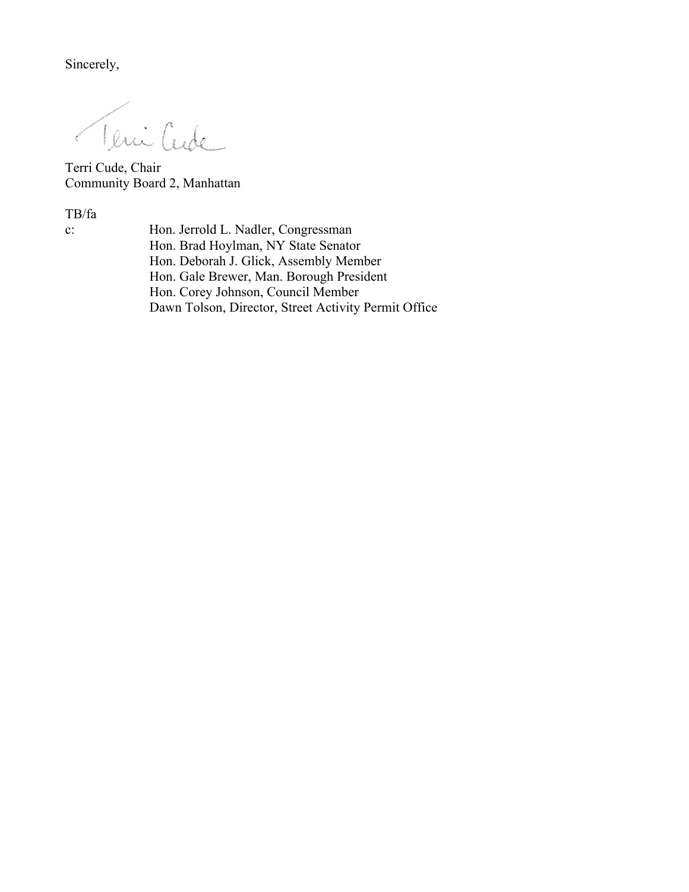Sincerely,

Terri Cude, Chair
Community Board 2, Manhattan

TB/fa

c: Hon. Jerrold L. Nadler, Congressman
Hon. Brad Hoylman, NY State Senator
Hon. Deborah J. Glick, Assembly Member
Hon. Gale Brewer, Man. Borough President
Hon. Corey Johnson, Council Member
Dawn Tolson, Director, Street Activity Permit Office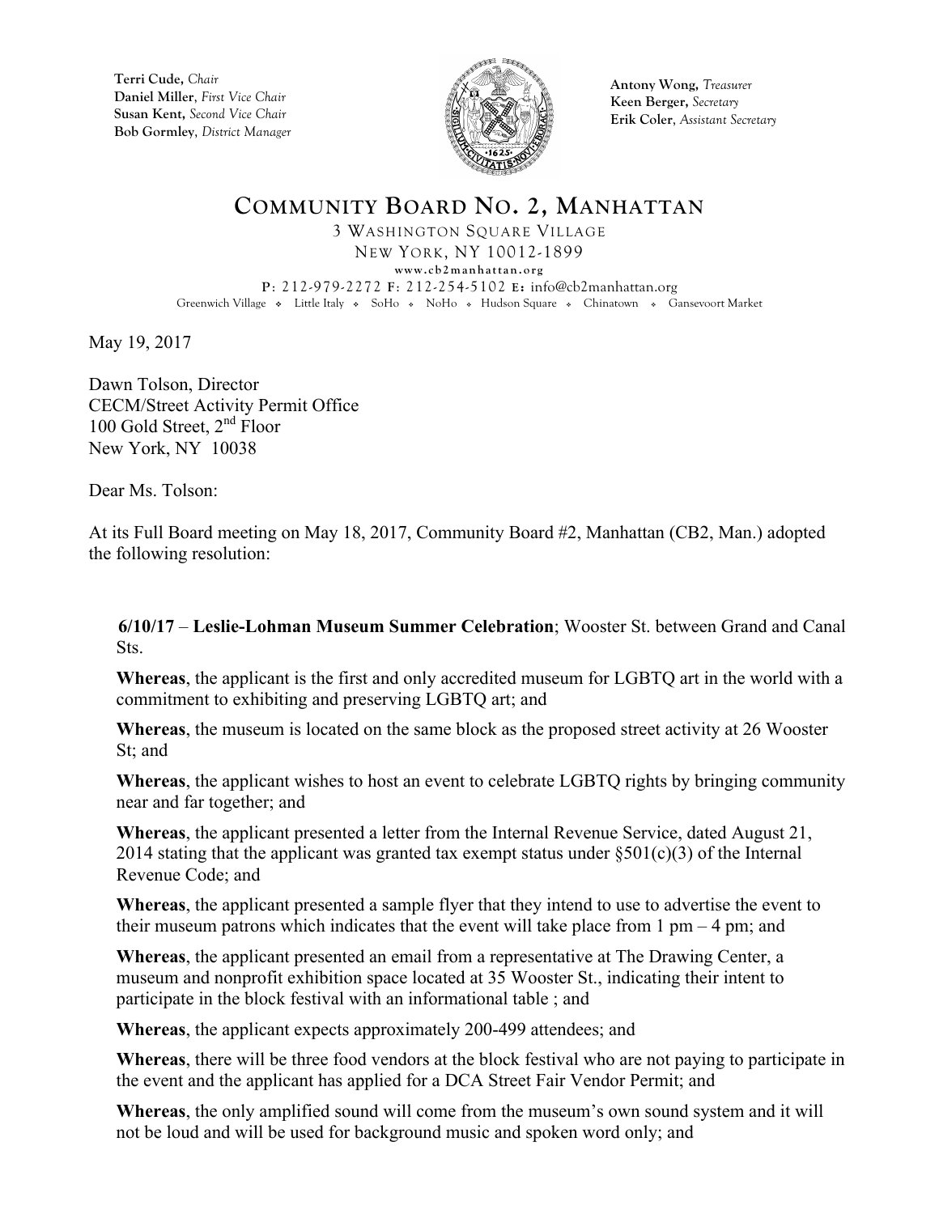Terri Cude, *Chair*
Daniel Miller, *First Vice Chair*
Susan Kent, *Second Vice Chair*
Bob Gormley, *District Manager*

Antony Wong, *Treasurer*
Keen Berger, *Secretary*
Erik Coler, *Assistant Secretary*

# COMMUNITY BOARD NO. 2, MANHATTAN

3 WASHINGTON SQUARE VILLAGE
NEW YORK, NY 10012-1899
www.cb2manhattan.org
P: 212-979-2272 F: 212-254-5102 E: info@cb2manhattan.org
Greenwich Village ❖ Little Italy ❖ SoHo ❖ NoHo ❖ Hudson Square ❖ Chinatown ❖ Gansevoort Market

May 19, 2017

Dawn Tolson, Director
CECM/Street Activity Permit Office
100 Gold Street, 2nd Floor
New York, NY 10038

Dear Ms. Tolson:

At its Full Board meeting on May 18, 2017, Community Board #2, Manhattan (CB2, Man.) adopted the following resolution:

**6/10/17** – **Leslie-Lohman Museum Summer Celebration**; Wooster St. between Grand and Canal Sts.

**Whereas**, the applicant is the first and only accredited museum for LGBTQ art in the world with a commitment to exhibiting and preserving LGBTQ art; and

**Whereas**, the museum is located on the same block as the proposed street activity at 26 Wooster St; and

**Whereas**, the applicant wishes to host an event to celebrate LGBTQ rights by bringing community near and far together; and

**Whereas**, the applicant presented a letter from the Internal Revenue Service, dated August 21, 2014 stating that the applicant was granted tax exempt status under §501(c)(3) of the Internal Revenue Code; and

**Whereas**, the applicant presented a sample flyer that they intend to use to advertise the event to their museum patrons which indicates that the event will take place from 1 pm – 4 pm; and

**Whereas**, the applicant presented an email from a representative at The Drawing Center, a museum and nonprofit exhibition space located at 35 Wooster St., indicating their intent to participate in the block festival with an informational table ; and

**Whereas**, the applicant expects approximately 200-499 attendees; and

**Whereas**, there will be three food vendors at the block festival who are not paying to participate in the event and the applicant has applied for a DCA Street Fair Vendor Permit; and

**Whereas**, the only amplified sound will come from the museum's own sound system and it will not be loud and will be used for background music and spoken word only; and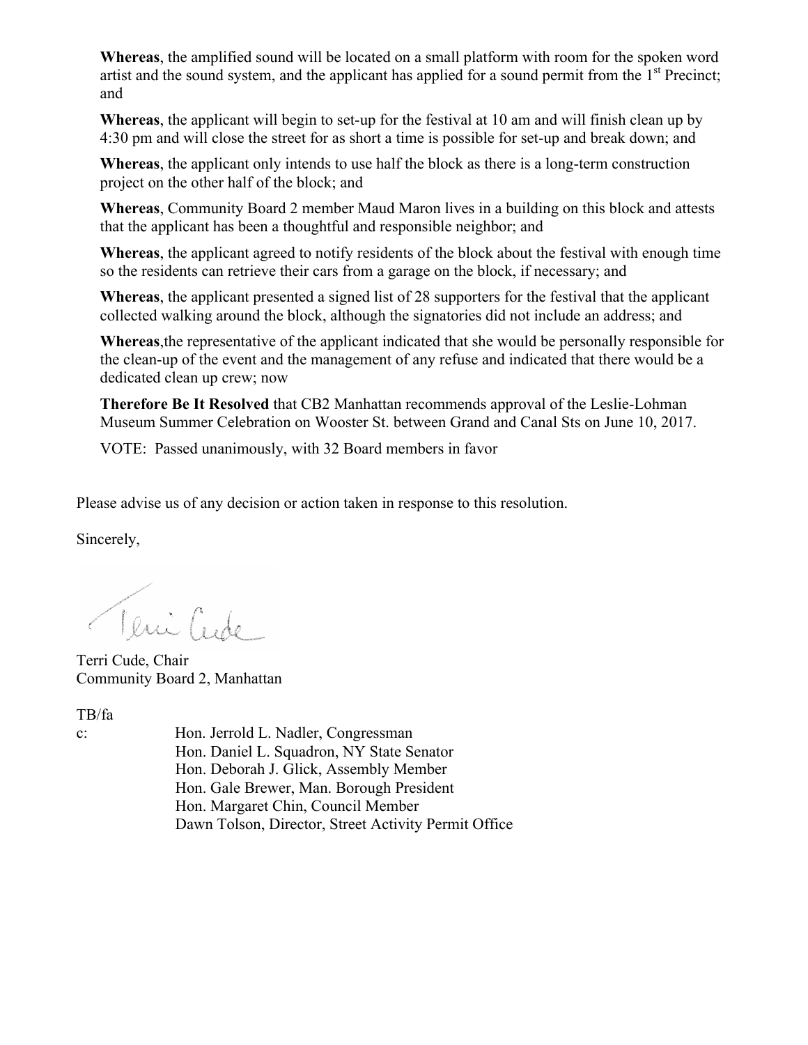**Whereas**, the amplified sound will be located on a small platform with room for the spoken word artist and the sound system, and the applicant has applied for a sound permit from the 1st Precinct; and

**Whereas**, the applicant will begin to set-up for the festival at 10 am and will finish clean up by 4:30 pm and will close the street for as short a time is possible for set-up and break down; and

**Whereas**, the applicant only intends to use half the block as there is a long-term construction project on the other half of the block; and

**Whereas**, Community Board 2 member Maud Maron lives in a building on this block and attests that the applicant has been a thoughtful and responsible neighbor; and

**Whereas**, the applicant agreed to notify residents of the block about the festival with enough time so the residents can retrieve their cars from a garage on the block, if necessary; and

**Whereas**, the applicant presented a signed list of 28 supporters for the festival that the applicant collected walking around the block, although the signatories did not include an address; and

**Whereas**,the representative of the applicant indicated that she would be personally responsible for the clean-up of the event and the management of any refuse and indicated that there would be a dedicated clean up crew; now

**Therefore Be It Resolved** that CB2 Manhattan recommends approval of the Leslie-Lohman Museum Summer Celebration on Wooster St. between Grand and Canal Sts on June 10, 2017.

VOTE: Passed unanimously, with 32 Board members in favor

Please advise us of any decision or action taken in response to this resolution.

Sincerely,

Terri Cude, Chair
Community Board 2, Manhattan

TB/fa

c: Hon. Jerrold L. Nadler, Congressman
Hon. Daniel L. Squadron, NY State Senator
Hon. Deborah J. Glick, Assembly Member
Hon. Gale Brewer, Man. Borough President
Hon. Margaret Chin, Council Member
Dawn Tolson, Director, Street Activity Permit Office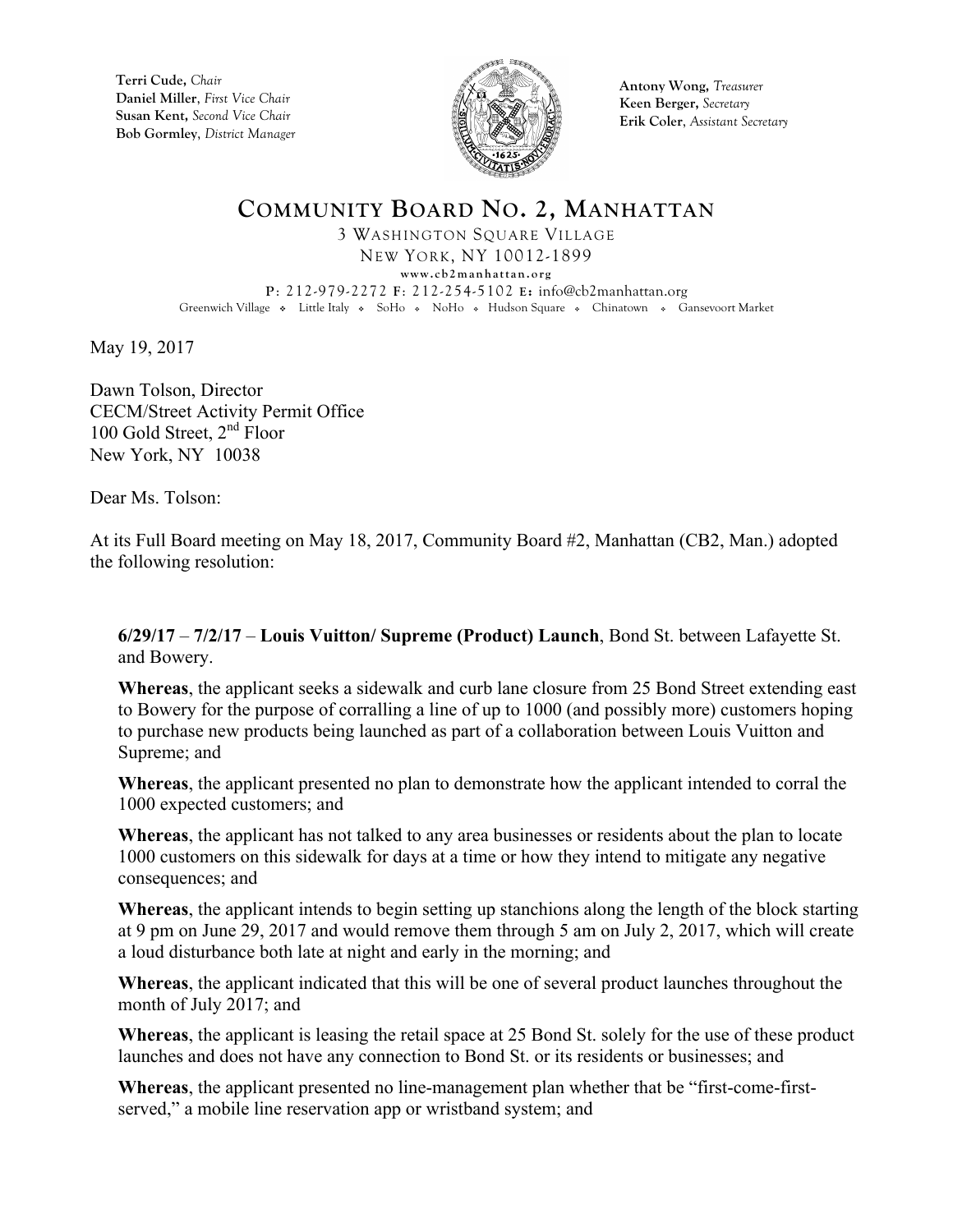**Terri Cude,** *Chair*
**Daniel Miller**, *First Vice Chair*
**Susan Kent,** *Second Vice Chair*
**Bob Gormley**, *District Manager*

**Antony Wong,** *Treasurer*
**Keen Berger,** *Secretary*
**Erik Coler**, *Assistant Secretary*

# COMMUNITY BOARD NO. 2, MANHATTAN

3 WASHINGTON SQUARE VILLAGE
NEW YORK, NY 10012-1899
www.cb2manhattan.org
**P**: 212-979-2272 **F**: 212-254-5102 **E:** info@cb2manhattan.org
Greenwich Village ❖ Little Italy ❖ SoHo ❖ NoHo ❖ Hudson Square ❖ Chinatown ❖ Gansevoort Market

May 19, 2017

Dawn Tolson, Director
CECM/Street Activity Permit Office
100 Gold Street, 2nd Floor
New York, NY 10038

Dear Ms. Tolson:

At its Full Board meeting on May 18, 2017, Community Board #2, Manhattan (CB2, Man.) adopted the following resolution:

**6/29/17** – **7/2/17** – **Louis Vuitton/ Supreme (Product) Launch**, Bond St. between Lafayette St. and Bowery.

**Whereas**, the applicant seeks a sidewalk and curb lane closure from 25 Bond Street extending east to Bowery for the purpose of corralling a line of up to 1000 (and possibly more) customers hoping to purchase new products being launched as part of a collaboration between Louis Vuitton and Supreme; and

**Whereas**, the applicant presented no plan to demonstrate how the applicant intended to corral the 1000 expected customers; and

**Whereas**, the applicant has not talked to any area businesses or residents about the plan to locate 1000 customers on this sidewalk for days at a time or how they intend to mitigate any negative consequences; and

**Whereas**, the applicant intends to begin setting up stanchions along the length of the block starting at 9 pm on June 29, 2017 and would remove them through 5 am on July 2, 2017, which will create a loud disturbance both late at night and early in the morning; and

**Whereas**, the applicant indicated that this will be one of several product launches throughout the month of July 2017; and

**Whereas**, the applicant is leasing the retail space at 25 Bond St. solely for the use of these product launches and does not have any connection to Bond St. or its residents or businesses; and

**Whereas**, the applicant presented no line-management plan whether that be "first-come-first-served," a mobile line reservation app or wristband system; and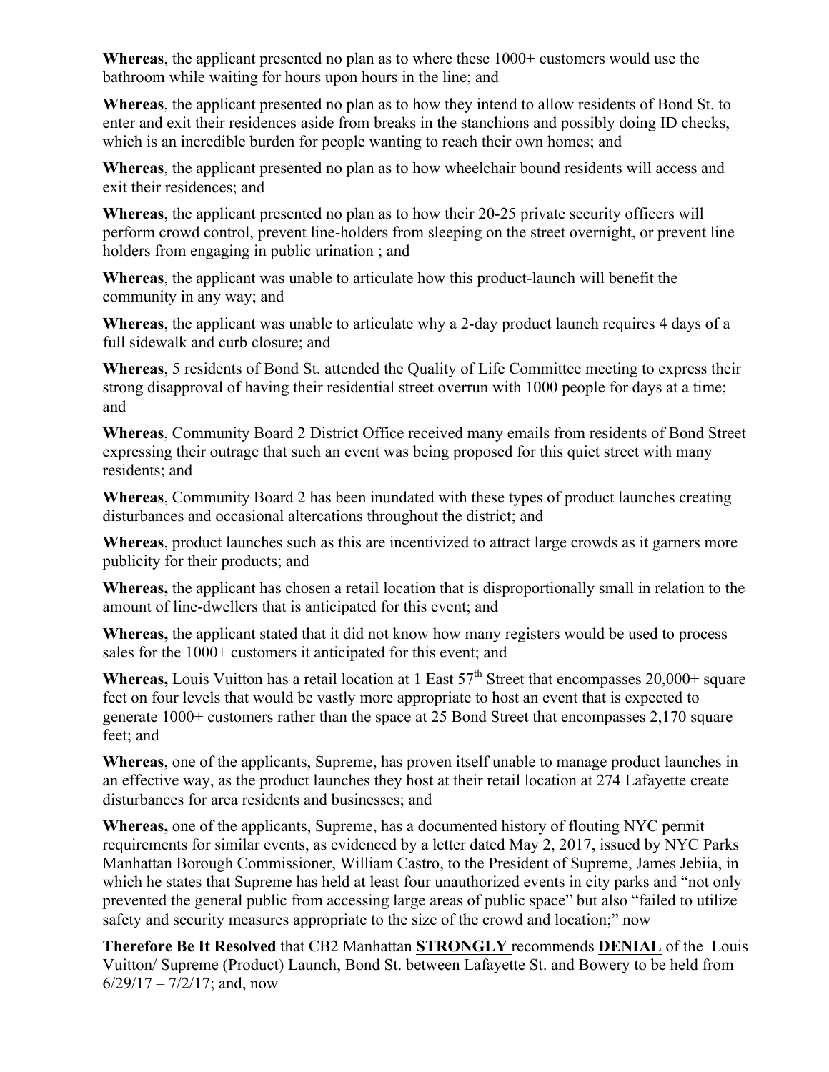**Whereas**, the applicant presented no plan as to where these 1000+ customers would use the bathroom while waiting for hours upon hours in the line; and

**Whereas**, the applicant presented no plan as to how they intend to allow residents of Bond St. to enter and exit their residences aside from breaks in the stanchions and possibly doing ID checks, which is an incredible burden for people wanting to reach their own homes; and

**Whereas**, the applicant presented no plan as to how wheelchair bound residents will access and exit their residences; and

**Whereas**, the applicant presented no plan as to how their 20-25 private security officers will perform crowd control, prevent line-holders from sleeping on the street overnight, or prevent line holders from engaging in public urination ; and

**Whereas**, the applicant was unable to articulate how this product-launch will benefit the community in any way; and

**Whereas**, the applicant was unable to articulate why a 2-day product launch requires 4 days of a full sidewalk and curb closure; and

**Whereas**, 5 residents of Bond St. attended the Quality of Life Committee meeting to express their strong disapproval of having their residential street overrun with 1000 people for days at a time; and

**Whereas**, Community Board 2 District Office received many emails from residents of Bond Street expressing their outrage that such an event was being proposed for this quiet street with many residents; and

**Whereas**, Community Board 2 has been inundated with these types of product launches creating disturbances and occasional altercations throughout the district; and

**Whereas**, product launches such as this are incentivized to attract large crowds as it garners more publicity for their products; and

**Whereas,** the applicant has chosen a retail location that is disproportionally small in relation to the amount of line-dwellers that is anticipated for this event; and

**Whereas,** the applicant stated that it did not know how many registers would be used to process sales for the 1000+ customers it anticipated for this event; and

**Whereas,** Louis Vuitton has a retail location at 1 East 57th Street that encompasses 20,000+ square feet on four levels that would be vastly more appropriate to host an event that is expected to generate 1000+ customers rather than the space at 25 Bond Street that encompasses 2,170 square feet; and

**Whereas**, one of the applicants, Supreme, has proven itself unable to manage product launches in an effective way, as the product launches they host at their retail location at 274 Lafayette create disturbances for area residents and businesses; and

**Whereas,** one of the applicants, Supreme, has a documented history of flouting NYC permit requirements for similar events, as evidenced by a letter dated May 2, 2017, issued by NYC Parks Manhattan Borough Commissioner, William Castro, to the President of Supreme, James Jebiia, in which he states that Supreme has held at least four unauthorized events in city parks and "not only prevented the general public from accessing large areas of public space" but also "failed to utilize safety and security measures appropriate to the size of the crowd and location;" now

**Therefore Be It Resolved** that CB2 Manhattan **STRONGLY** recommends **DENIAL** of the Louis Vuitton/ Supreme (Product) Launch, Bond St. between Lafayette St. and Bowery to be held from 6/29/17 – 7/2/17; and, now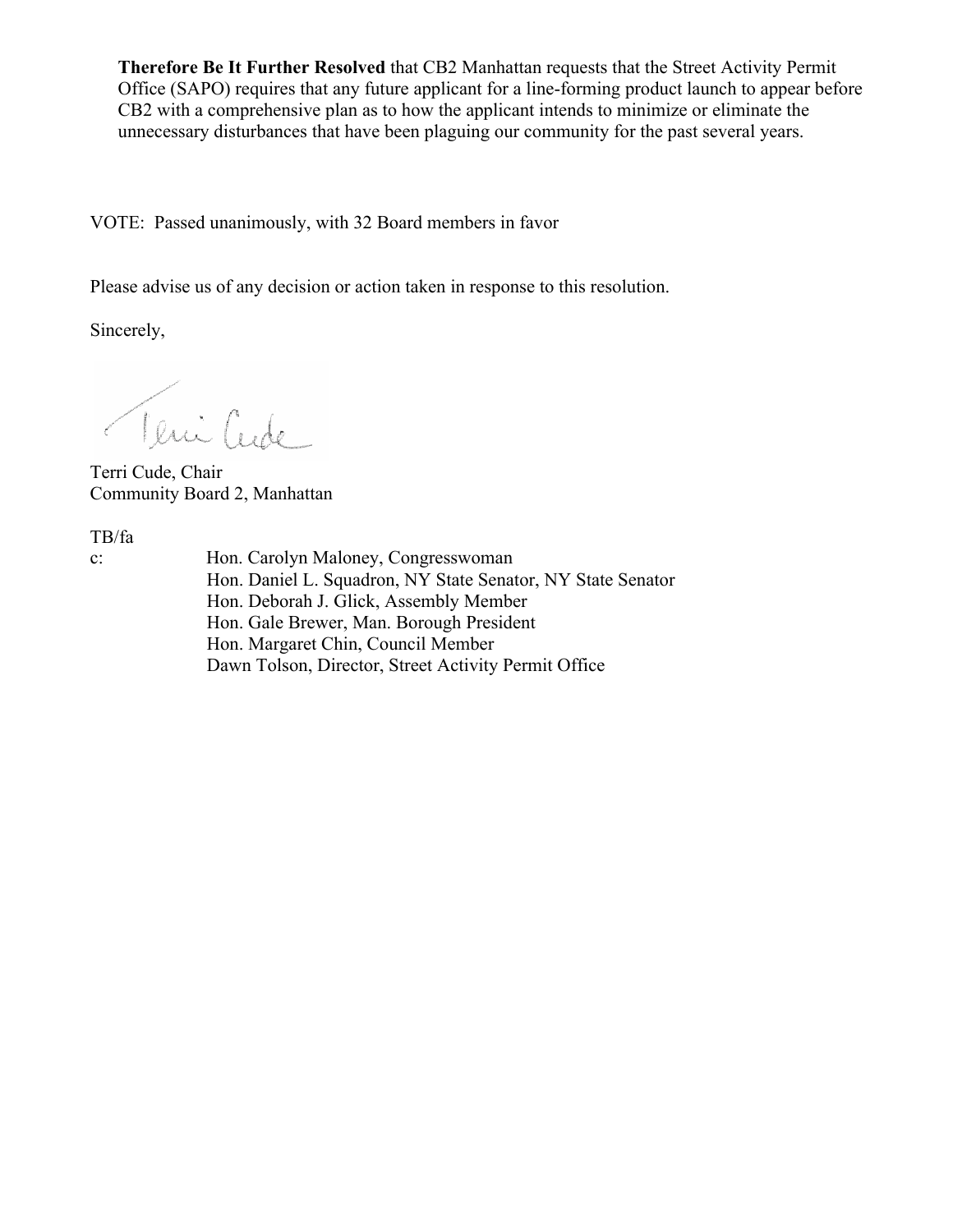**Therefore Be It Further Resolved** that CB2 Manhattan requests that the Street Activity Permit Office (SAPO) requires that any future applicant for a line-forming product launch to appear before CB2 with a comprehensive plan as to how the applicant intends to minimize or eliminate the unnecessary disturbances that have been plaguing our community for the past several years.

VOTE: Passed unanimously, with 32 Board members in favor

Please advise us of any decision or action taken in response to this resolution.

Sincerely,

Terri Cude, Chair
Community Board 2, Manhattan

TB/fa

c: Hon. Carolyn Maloney, Congresswoman
Hon. Daniel L. Squadron, NY State Senator, NY State Senator
Hon. Deborah J. Glick, Assembly Member
Hon. Gale Brewer, Man. Borough President
Hon. Margaret Chin, Council Member
Dawn Tolson, Director, Street Activity Permit Office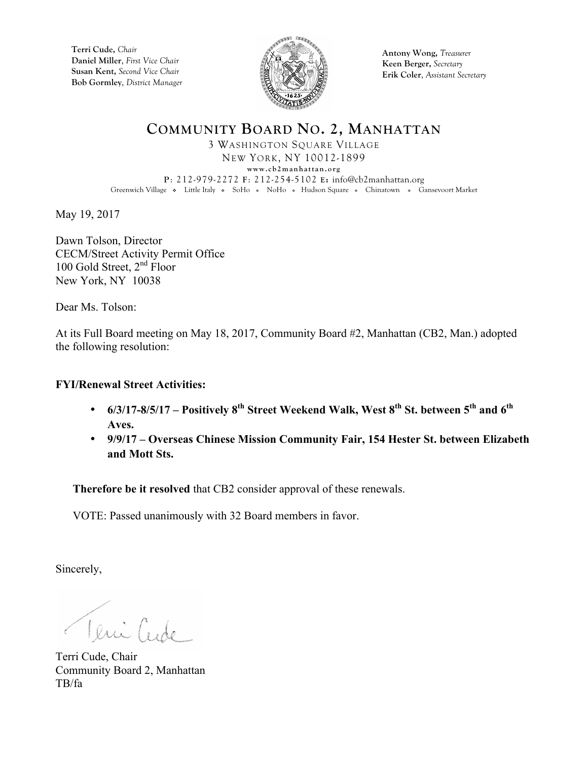**Terri Cude,** *Chair*
**Daniel Miller**, *First Vice Chair*
**Susan Kent,** *Second Vice Chair*
**Bob Gormley**, *District Manager*

**Antony Wong,** *Treasurer*
**Keen Berger,** *Secretary*
**Erik Coler**, *Assistant Secretary*

# COMMUNITY BOARD NO. 2, MANHATTAN

3 WASHINGTON SQUARE VILLAGE
NEW YORK, NY 10012-1899
www.cb2manhattan.org
P: 212-979-2272 F: 212-254-5102 E: info@cb2manhattan.org
Greenwich Village ❖ Little Italy ❖ SoHo ❖ NoHo ❖ Hudson Square ❖ Chinatown ❖ Gansevoort Market

May 19, 2017

Dawn Tolson, Director
CECM/Street Activity Permit Office
100 Gold Street, 2nd Floor
New York, NY 10038

Dear Ms. Tolson:

At its Full Board meeting on May 18, 2017, Community Board #2, Manhattan (CB2, Man.) adopted the following resolution:

**FYI/Renewal Street Activities:**

- **6/3/17-8/5/17 – Positively 8th Street Weekend Walk, West 8th St. between 5th and 6th Aves.**
- **9/9/17 – Overseas Chinese Mission Community Fair, 154 Hester St. between Elizabeth and Mott Sts.**

**Therefore be it resolved** that CB2 consider approval of these renewals.

VOTE: Passed unanimously with 32 Board members in favor.

Sincerely,

Terri Cude, Chair
Community Board 2, Manhattan
TB/fa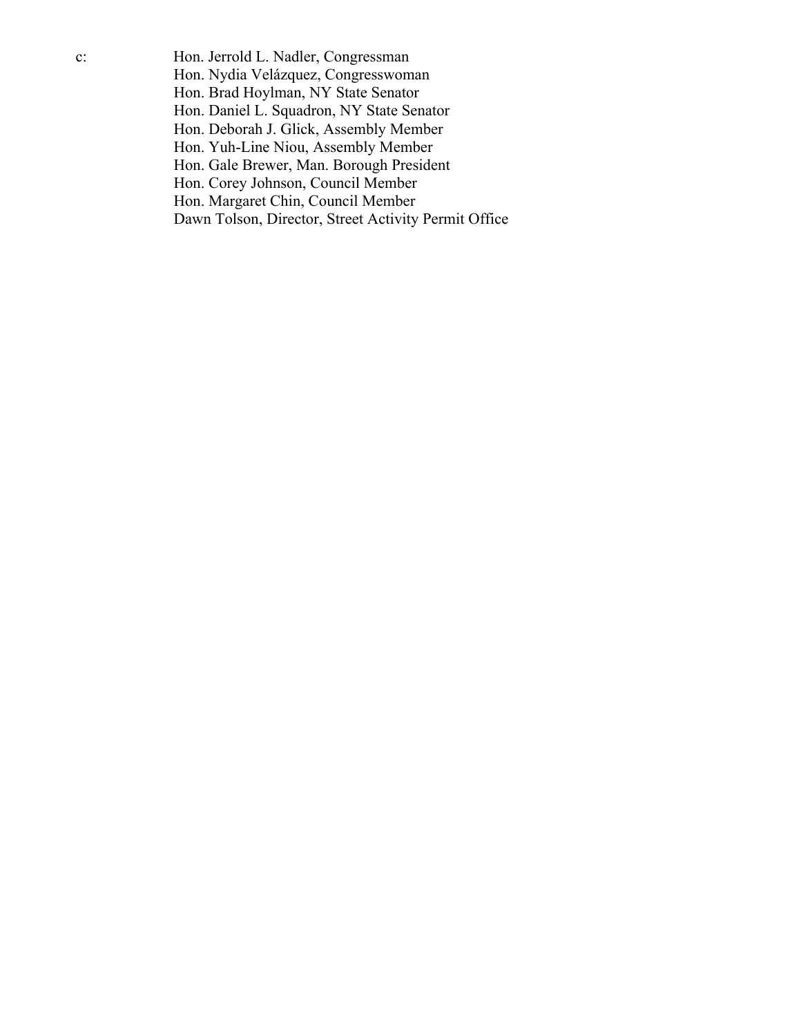c: Hon. Jerrold L. Nadler, Congressman
Hon. Nydia Velázquez, Congresswoman
Hon. Brad Hoylman, NY State Senator
Hon. Daniel L. Squadron, NY State Senator
Hon. Deborah J. Glick, Assembly Member
Hon. Yuh-Line Niou, Assembly Member
Hon. Gale Brewer, Man. Borough President
Hon. Corey Johnson, Council Member
Hon. Margaret Chin, Council Member
Dawn Tolson, Director, Street Activity Permit Office